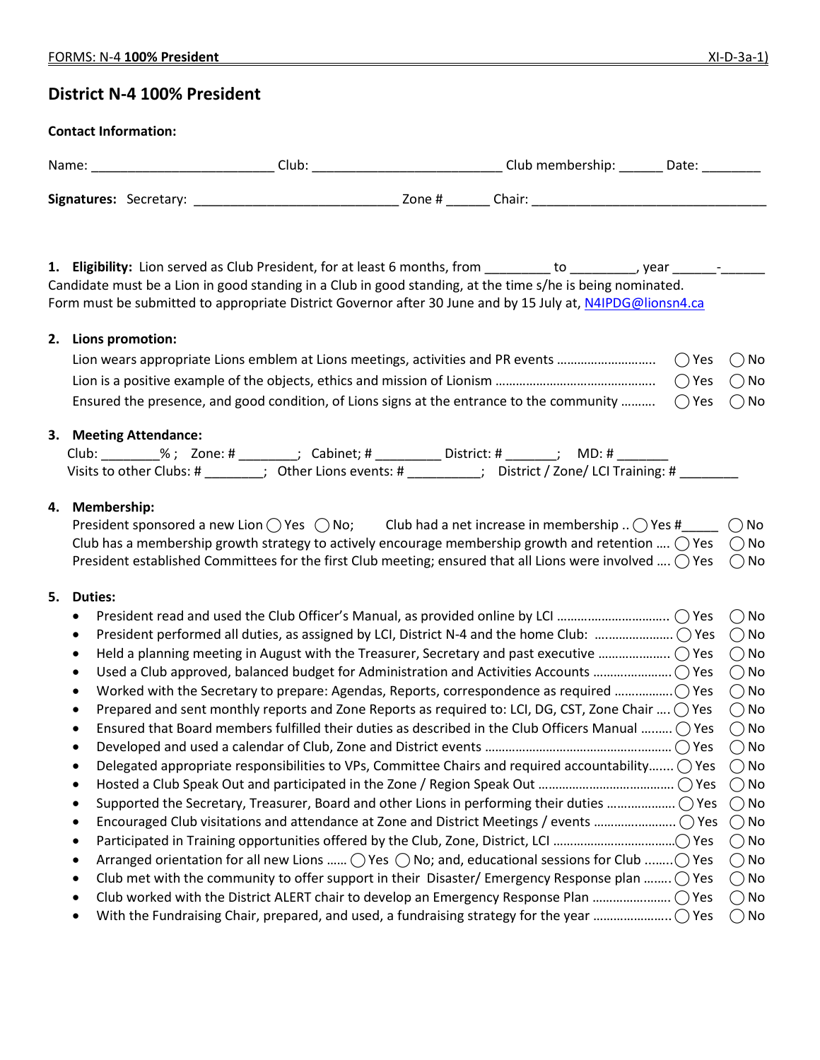# District N-4 100% President

**Contact Information:**

Name: ________________________ Club: _________________________ Club membership: ______ Date: ________

**Signatures:** Secretary: ___________________________ Zone # ______ Chair: _______________________________

1. **Eligibility:** Lion served as Club President, for at least 6 months, from _________ to _________, year ______-______
Candidate must be a Lion in good standing in a Club in good standing, at the time s/he is being nominated.
Form must be submitted to appropriate District Governor after 30 June and by 15 July at, N4IPDG@lionsn4.ca

2. **Lions promotion:**
   - Lion wears appropriate Lions emblem at Lions meetings, activities and PR events ........................... ◯ Yes ◯ No
   - Lion is a positive example of the objects, ethics and mission of Lionism ............................................ ◯ Yes ◯ No
   - Ensured the presence, and good condition, of Lions signs at the entrance to the community .......... ◯ Yes ◯ No

3. **Meeting Attendance:**
Club: ________% ; Zone: # ________; Cabinet; # _________ District: # _______; MD: # _______
Visits to other Clubs: # ________; Other Lions events: # __________; District / Zone/ LCI Training: # ________

4. **Membership:**
   - President sponsored a new Lion ◯ Yes ◯ No; Club had a net increase in membership .. ◯ Yes #_____ ◯ No
   - Club has a membership growth strategy to actively encourage membership growth and retention .... ◯ Yes ◯ No
   - President established Committees for the first Club meeting; ensured that all Lions were involved .... ◯ Yes ◯ No

5. **Duties:**
   - President read and used the Club Officer's Manual, as provided online by LCI ................................ ◯ Yes ◯ No
   - President performed all duties, as assigned by LCI, District N-4 and the home Club: ...................... ◯ Yes ◯ No
   - Held a planning meeting in August with the Treasurer, Secretary and past executive .................... ◯ Yes ◯ No
   - Used a Club approved, balanced budget for Administration and Activities Accounts ...................... ◯ Yes ◯ No
   - Worked with the Secretary to prepare: Agendas, Reports, correspondence as required ................ ◯ Yes ◯ No
   - Prepared and sent monthly reports and Zone Reports as required to: LCI, DG, CST, Zone Chair .... ◯ Yes ◯ No
   - Ensured that Board members fulfilled their duties as described in the Club Officers Manual ......... ◯ Yes ◯ No
   - Developed and used a calendar of Club, Zone and District events ..................................................... ◯ Yes ◯ No
   - Delegated appropriate responsibilities to VPs, Committee Chairs and required accountability....... ◯ Yes ◯ No
   - Hosted a Club Speak Out and participated in the Zone / Region Speak Out ...................................... ◯ Yes ◯ No
   - Supported the Secretary, Treasurer, Board and other Lions in performing their duties ................... ◯ Yes ◯ No
   - Encouraged Club visitations and attendance at Zone and District Meetings / events ....................... ◯ Yes ◯ No
   - Participated in Training opportunities offered by the Club, Zone, District, LCI ..................................◯ Yes ◯ No
   - Arranged orientation for all new Lions ...... ◯ Yes ◯ No; and, educational sessions for Club ........◯ Yes ◯ No
   - Club met with the community to offer support in their Disaster/ Emergency Response plan ........ ◯ Yes ◯ No
   - Club worked with the District ALERT chair to develop an Emergency Response Plan ...................... ◯ Yes ◯ No
   - With the Fundraising Chair, prepared, and used, a fundraising strategy for the year ...................... ◯ Yes ◯ No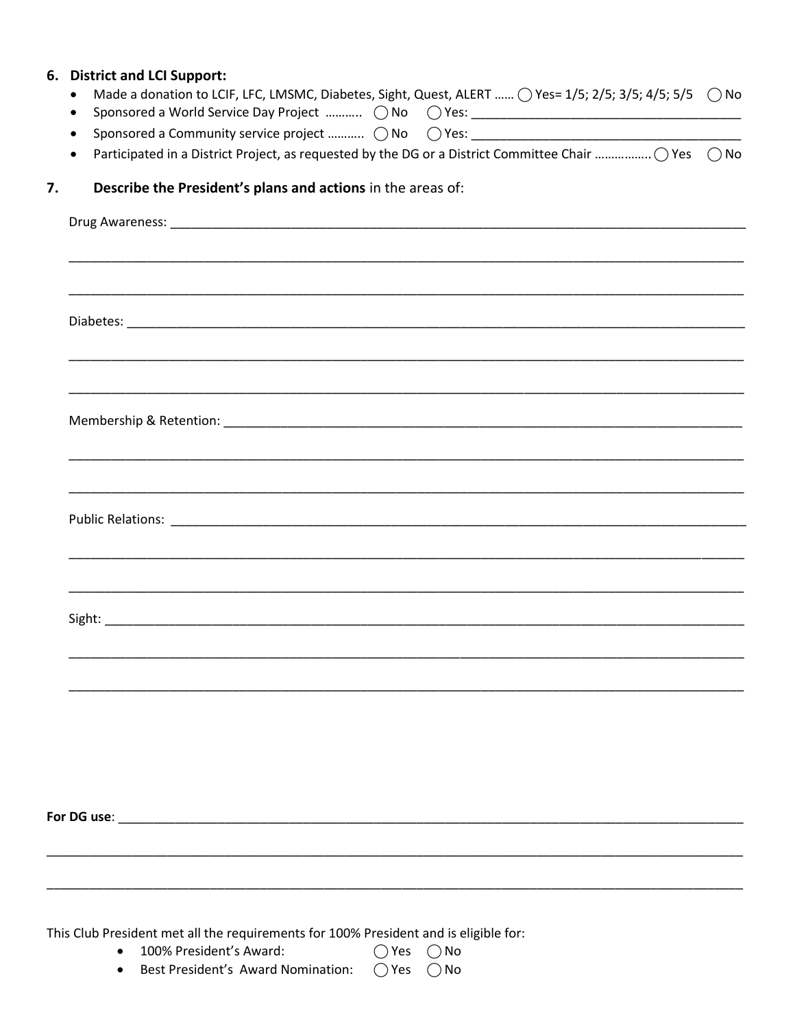6. **District and LCI Support:**
   - Made a donation to LCIF, LFC, LMSMC, Diabetes, Sight, Quest, ALERT …… ◯ Yes= 1/5; 2/5; 3/5; 4/5; 5/5 ◯ No
   - Sponsored a World Service Day Project ……….. ◯ No ◯ Yes: ______________________________________
   - Sponsored a Community service project ……….. ◯ No ◯ Yes: ______________________________________
   - Participated in a District Project, as requested by the DG or a District Committee Chair ……………. ◯ Yes ◯ No

7. **Describe the President's plans and actions** in the areas of:

   Drug Awareness: ______________________________________________________________________________

   ______________________________________________________________________________________________

   ______________________________________________________________________________________________

   Diabetes: ____________________________________________________________________________________

   ______________________________________________________________________________________________

   ______________________________________________________________________________________________

   Membership & Retention: _______________________________________________________________________

   ______________________________________________________________________________________________

   ______________________________________________________________________________________________

   Public Relations: _____________________________________________________________________________

   ______________________________________________________________________________________________

   ______________________________________________________________________________________________

   Sight: _______________________________________________________________________________________

   ______________________________________________________________________________________________

   ______________________________________________________________________________________________

**For DG use**: ______________________________________________________________________________________

__________________________________________________________________________________________________

__________________________________________________________________________________________________

This Club President met all the requirements for 100% President and is eligible for:

- 100% President's Award: ◯ Yes ◯ No
- Best President's Award Nomination: ◯ Yes ◯ No